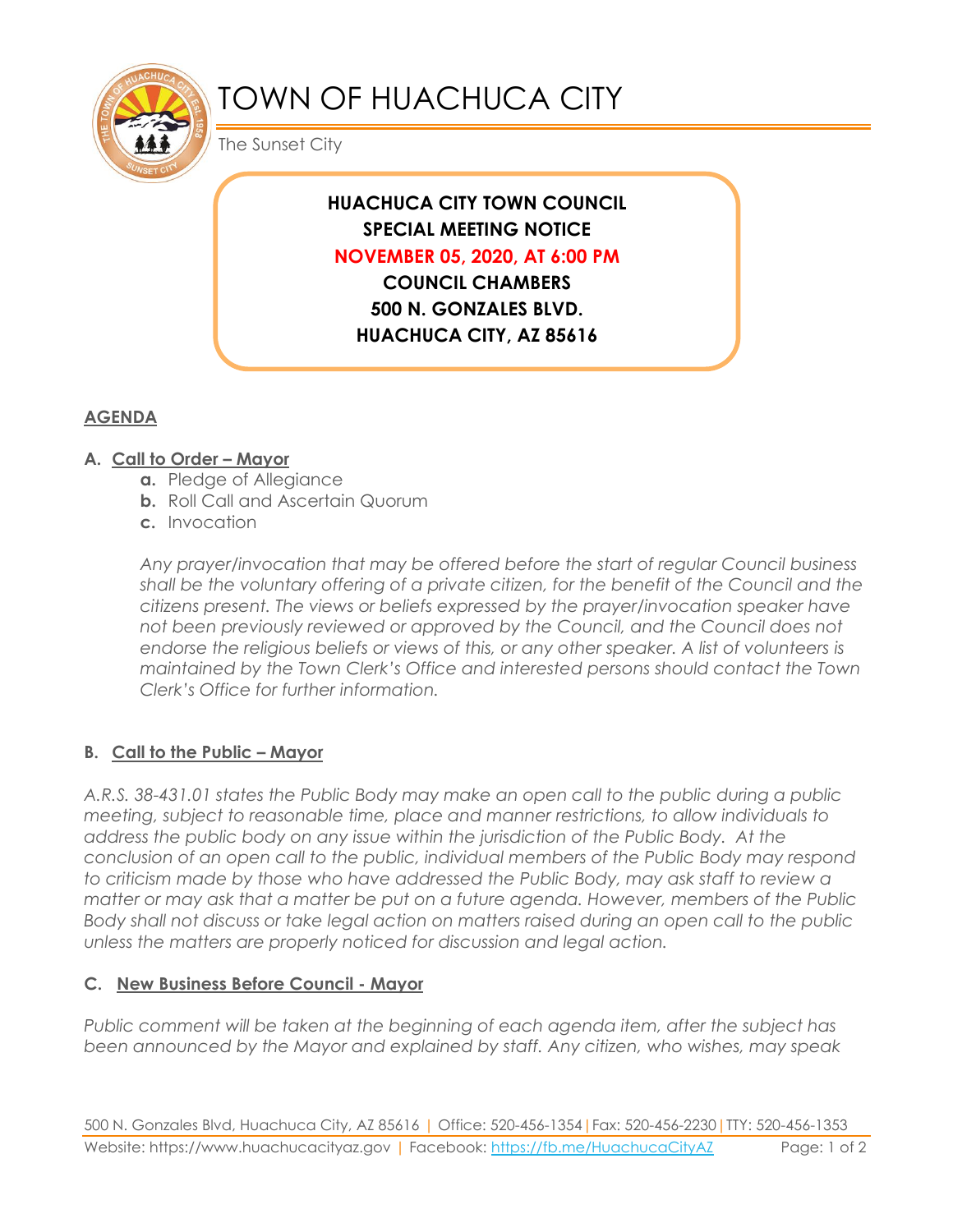# TOWN OF HUACHUCA CITY

The Sunset City

**HUACHUCA CITY TOWN COUNCIL**
**SPECIAL MEETING NOTICE**
**NOVEMBER 05, 2020, AT 6:00 PM**
**COUNCIL CHAMBERS**
**500 N. GONZALES BLVD.**
**HUACHUCA CITY, AZ 85616**

## AGENDA

### A. Call to Order – Mayor

- **a.** Pledge of Allegiance
- **b.** Roll Call and Ascertain Quorum
- **c.** Invocation

*Any prayer/invocation that may be offered before the start of regular Council business shall be the voluntary offering of a private citizen, for the benefit of the Council and the citizens present. The views or beliefs expressed by the prayer/invocation speaker have not been previously reviewed or approved by the Council, and the Council does not endorse the religious beliefs or views of this, or any other speaker. A list of volunteers is maintained by the Town Clerk's Office and interested persons should contact the Town Clerk's Office for further information.*

### B. Call to the Public – Mayor

*A.R.S. 38-431.01 states the Public Body may make an open call to the public during a public meeting, subject to reasonable time, place and manner restrictions, to allow individuals to address the public body on any issue within the jurisdiction of the Public Body. At the conclusion of an open call to the public, individual members of the Public Body may respond to criticism made by those who have addressed the Public Body, may ask staff to review a matter or may ask that a matter be put on a future agenda. However, members of the Public Body shall not discuss or take legal action on matters raised during an open call to the public unless the matters are properly noticed for discussion and legal action.*

### C. New Business Before Council - Mayor

*Public comment will be taken at the beginning of each agenda item, after the subject has been announced by the Mayor and explained by staff. Any citizen, who wishes, may speak*

500 N. Gonzales Blvd, Huachuca City, AZ 85616 | Office: 520-456-1354 | Fax: 520-456-2230 | TTY: 520-456-1353
Website: https://www.huachucacityaz.gov | Facebook: https://fb.me/HuachucaCityAZ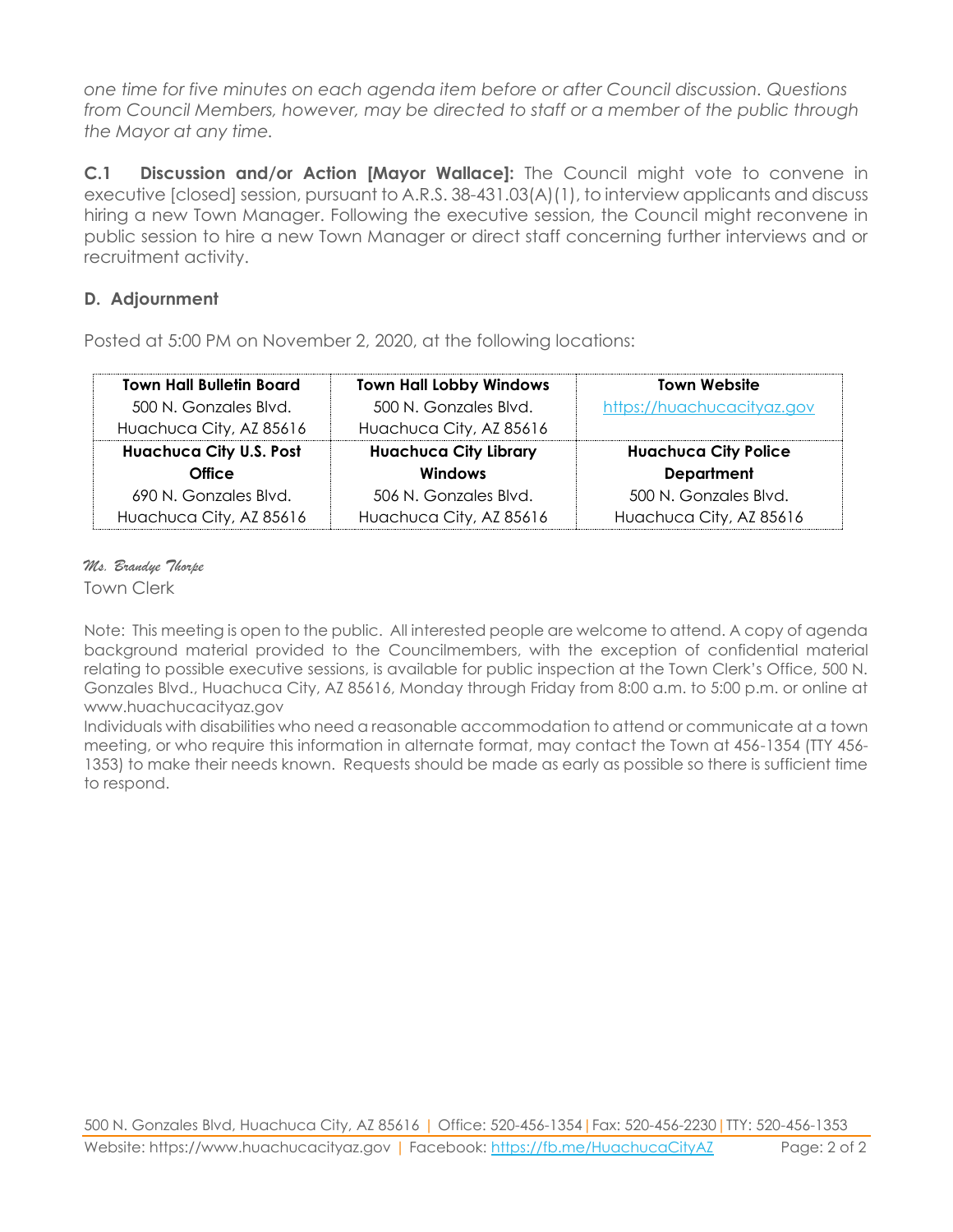*one time for five minutes on each agenda item before or after Council discussion. Questions from Council Members, however, may be directed to staff or a member of the public through the Mayor at any time.*

**C.1 Discussion and/or Action [Mayor Wallace]:** The Council might vote to convene in executive [closed] session, pursuant to A.R.S. 38-431.03(A)(1), to interview applicants and discuss hiring a new Town Manager. Following the executive session, the Council might reconvene in public session to hire a new Town Manager or direct staff concerning further interviews and or recruitment activity.

### D. Adjournment

Posted at 5:00 PM on November 2, 2020, at the following locations:

| | | |
|---|---|---|
| **Town Hall Bulletin Board**<br>500 N. Gonzales Blvd.<br>Huachuca City, AZ 85616 | **Town Hall Lobby Windows**<br>500 N. Gonzales Blvd.<br>Huachuca City, AZ 85616 | **Town Website**<br>https://huachucacityaz.gov |
| **Huachuca City U.S. Post Office**<br>690 N. Gonzales Blvd.<br>Huachuca City, AZ 85616 | **Huachuca City Library Windows**<br>506 N. Gonzales Blvd.<br>Huachuca City, AZ 85616 | **Huachuca City Police Department**<br>500 N. Gonzales Blvd.<br>Huachuca City, AZ 85616 |

*Ms. Brandye Thorpe*
Town Clerk

Note: This meeting is open to the public. All interested people are welcome to attend. A copy of agenda background material provided to the Councilmembers, with the exception of confidential material relating to possible executive sessions, is available for public inspection at the Town Clerk's Office, 500 N. Gonzales Blvd., Huachuca City, AZ 85616, Monday through Friday from 8:00 a.m. to 5:00 p.m. or online at www.huachucacityaz.gov

Individuals with disabilities who need a reasonable accommodation to attend or communicate at a town meeting, or who require this information in alternate format, may contact the Town at 456-1354 (TTY 456-1353) to make their needs known. Requests should be made as early as possible so there is sufficient time to respond.